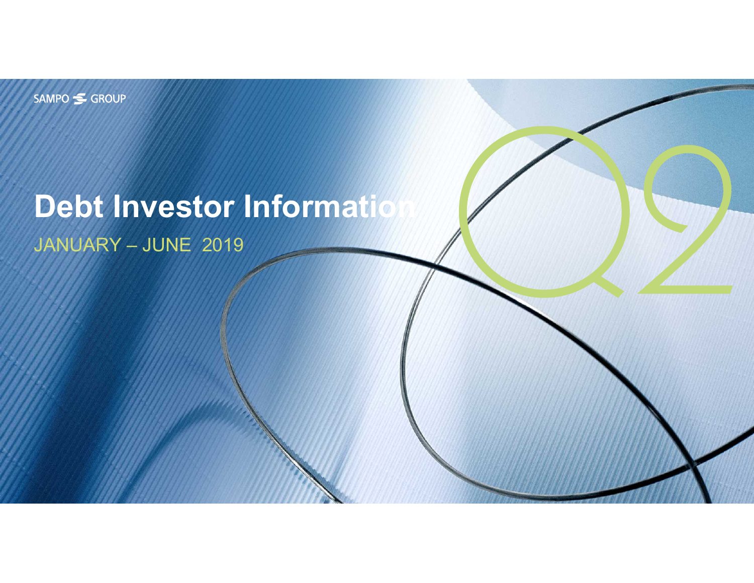SAMPO GROUP

# Debt Investor Information

JANUARY – JUNE 2019

Q2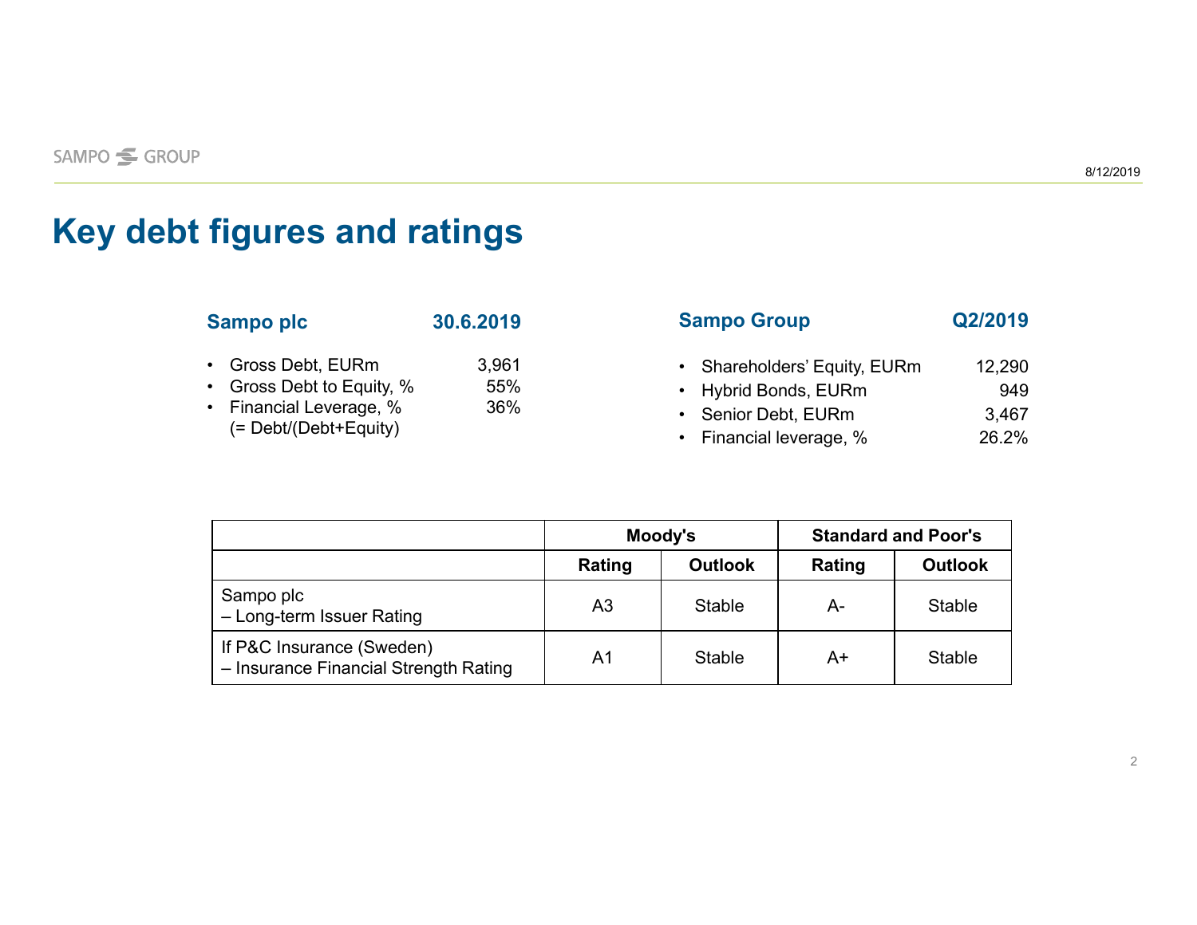# Key debt figures and ratings

| Sampo plc | 30.6.2019 |
|---|---|
| Gross Debt, EURm | 3,961 |
| Gross Debt to Equity, % | 55% |
| Financial Leverage, % (= Debt/(Debt+Equity) | 36% |

| Sampo Group | Q2/2019 |
|---|---|
| Shareholders' Equity, EURm | 12,290 |
| Hybrid Bonds, EURm | 949 |
| Senior Debt, EURm | 3,467 |
| Financial leverage, % | 26.2% |

| | Moody's | | Standard and Poor's | |
|---|---|---|---|---|
| | Rating | Outlook | Rating | Outlook |
| Sampo plc – Long-term Issuer Rating | A3 | Stable | A- | Stable |
| If P&C Insurance (Sweden) – Insurance Financial Strength Rating | A1 | Stable | A+ | Stable |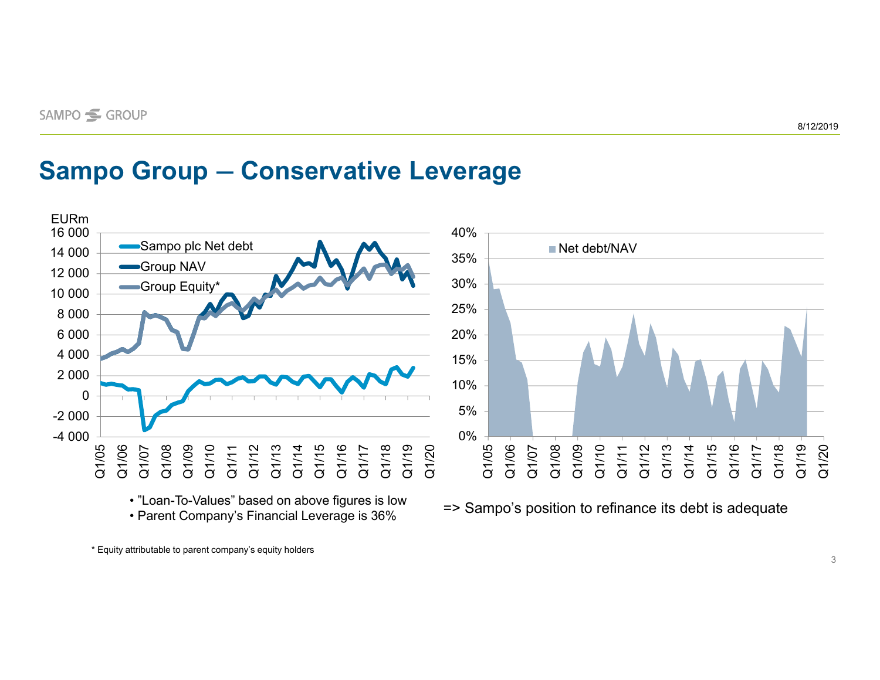# Sampo Group – Conservative Leverage

- ”Loan-To-Values” based on above figures is low
- Parent Company's Financial Leverage is 36%

=> Sampo's position to refinance its debt is adequate

* Equity attributable to parent company's equity holders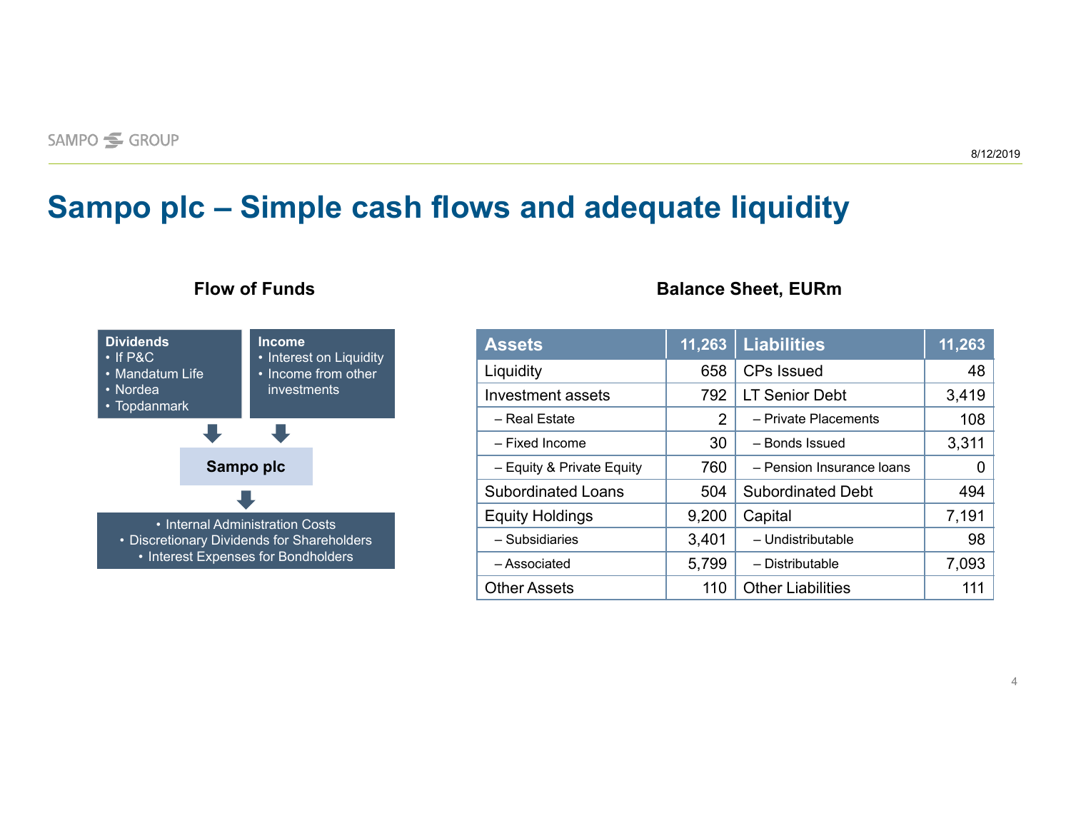# Sampo plc – Simple cash flows and adequate liquidity

## Flow of Funds

**Dividends**
- If P&C
- Mandatum Life
- Nordea
- Topdanmark

**Income**
- Interest on Liquidity
- Income from other investments

↓

**Sampo plc**

↓

- Internal Administration Costs
- Discretionary Dividends for Shareholders
- Interest Expenses for Bondholders

## Balance Sheet, EURm

| Assets | 11,263 | Liabilities | 11,263 |
|---|---|---|---|
| Liquidity | 658 | CPs Issued | 48 |
| Investment assets | 792 | LT Senior Debt | 3,419 |
| – Real Estate | 2 | – Private Placements | 108 |
| – Fixed Income | 30 | – Bonds Issued | 3,311 |
| – Equity & Private Equity | 760 | – Pension Insurance loans | 0 |
| Subordinated Loans | 504 | Subordinated Debt | 494 |
| Equity Holdings | 9,200 | Capital | 7,191 |
| – Subsidiaries | 3,401 | – Undistributable | 98 |
| – Associated | 5,799 | – Distributable | 7,093 |
| Other Assets | 110 | Other Liabilities | 111 |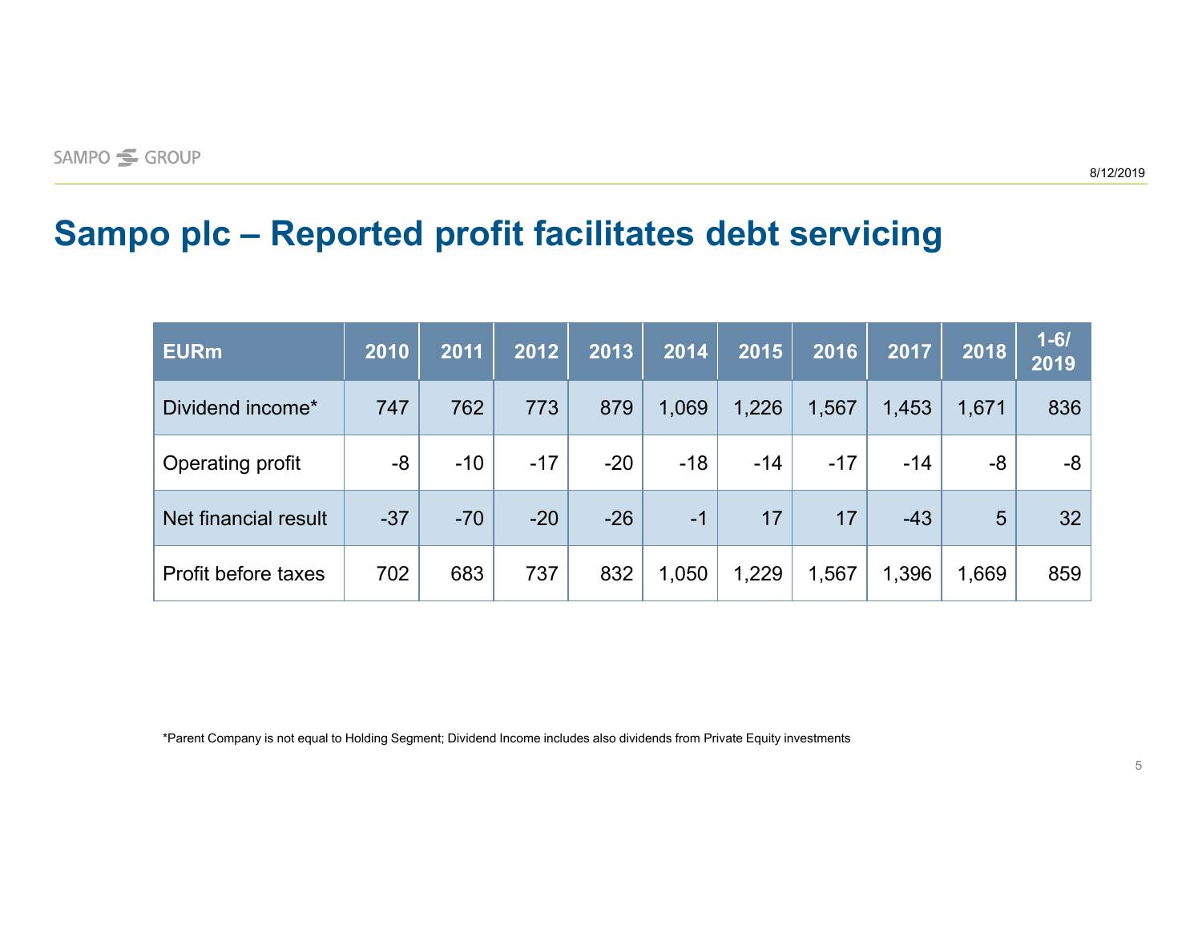# Sampo plc – Reported profit facilitates debt servicing

| EURm | 2010 | 2011 | 2012 | 2013 | 2014 | 2015 | 2016 | 2017 | 2018 | 1-6/ 2019 |
|---|---|---|---|---|---|---|---|---|---|---|
| Dividend income* | 747 | 762 | 773 | 879 | 1,069 | 1,226 | 1,567 | 1,453 | 1,671 | 836 |
| Operating profit | -8 | -10 | -17 | -20 | -18 | -14 | -17 | -14 | -8 | -8 |
| Net financial result | -37 | -70 | -20 | -26 | -1 | 17 | 17 | -43 | 5 | 32 |
| Profit before taxes | 702 | 683 | 737 | 832 | 1,050 | 1,229 | 1,567 | 1,396 | 1,669 | 859 |

*Parent Company is not equal to Holding Segment; Dividend Income includes also dividends from Private Equity investments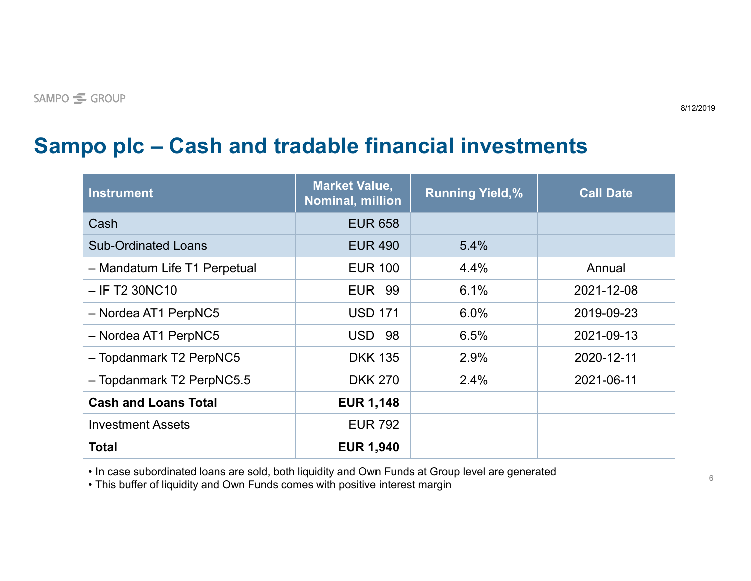# Sampo plc – Cash and tradable financial investments

| Instrument | Market Value, Nominal, million | Running Yield,% | Call Date |
|---|---|---|---|
| Cash | EUR 658 | | |
| Sub-Ordinated Loans | EUR 490 | 5.4% | |
| – Mandatum Life T1 Perpetual | EUR 100 | 4.4% | Annual |
| – IF T2 30NC10 | EUR 99 | 6.1% | 2021-12-08 |
| – Nordea AT1 PerpNC5 | USD 171 | 6.0% | 2019-09-23 |
| – Nordea AT1 PerpNC5 | USD 98 | 6.5% | 2021-09-13 |
| – Topdanmark T2 PerpNC5 | DKK 135 | 2.9% | 2020-12-11 |
| – Topdanmark T2 PerpNC5.5 | DKK 270 | 2.4% | 2021-06-11 |
| **Cash and Loans Total** | **EUR 1,148** | | |
| Investment Assets | EUR 792 | | |
| **Total** | **EUR 1,940** | | |

- In case subordinated loans are sold, both liquidity and Own Funds at Group level are generated
- This buffer of liquidity and Own Funds comes with positive interest margin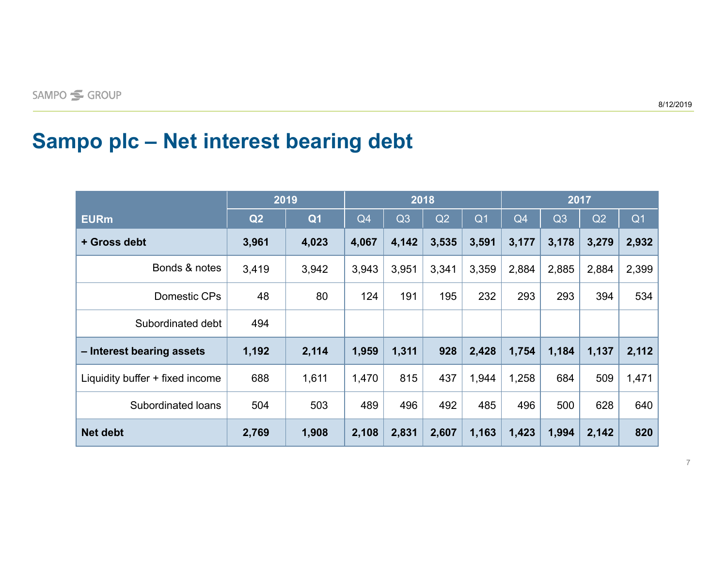# Sampo plc – Net interest bearing debt

| | 2019 | | 2018 | | | | 2017 | | | |
|---|---|---|---|---|---|---|---|---|---|---|
| **EURm** | **Q2** | **Q1** | Q4 | Q3 | Q2 | Q1 | Q4 | Q3 | Q2 | Q1 |
| **+ Gross debt** | **3,961** | **4,023** | **4,067** | **4,142** | **3,535** | **3,591** | **3,177** | **3,178** | **3,279** | **2,932** |
| Bonds & notes | 3,419 | 3,942 | 3,943 | 3,951 | 3,341 | 3,359 | 2,884 | 2,885 | 2,884 | 2,399 |
| Domestic CPs | 48 | 80 | 124 | 191 | 195 | 232 | 293 | 293 | 394 | 534 |
| Subordinated debt | 494 | | | | | | | | | |
| **– Interest bearing assets** | **1,192** | **2,114** | **1,959** | **1,311** | **928** | **2,428** | **1,754** | **1,184** | **1,137** | **2,112** |
| Liquidity buffer + fixed income | 688 | 1,611 | 1,470 | 815 | 437 | 1,944 | 1,258 | 684 | 509 | 1,471 |
| Subordinated loans | 504 | 503 | 489 | 496 | 492 | 485 | 496 | 500 | 628 | 640 |
| **Net debt** | **2,769** | **1,908** | **2,108** | **2,831** | **2,607** | **1,163** | **1,423** | **1,994** | **2,142** | **820** |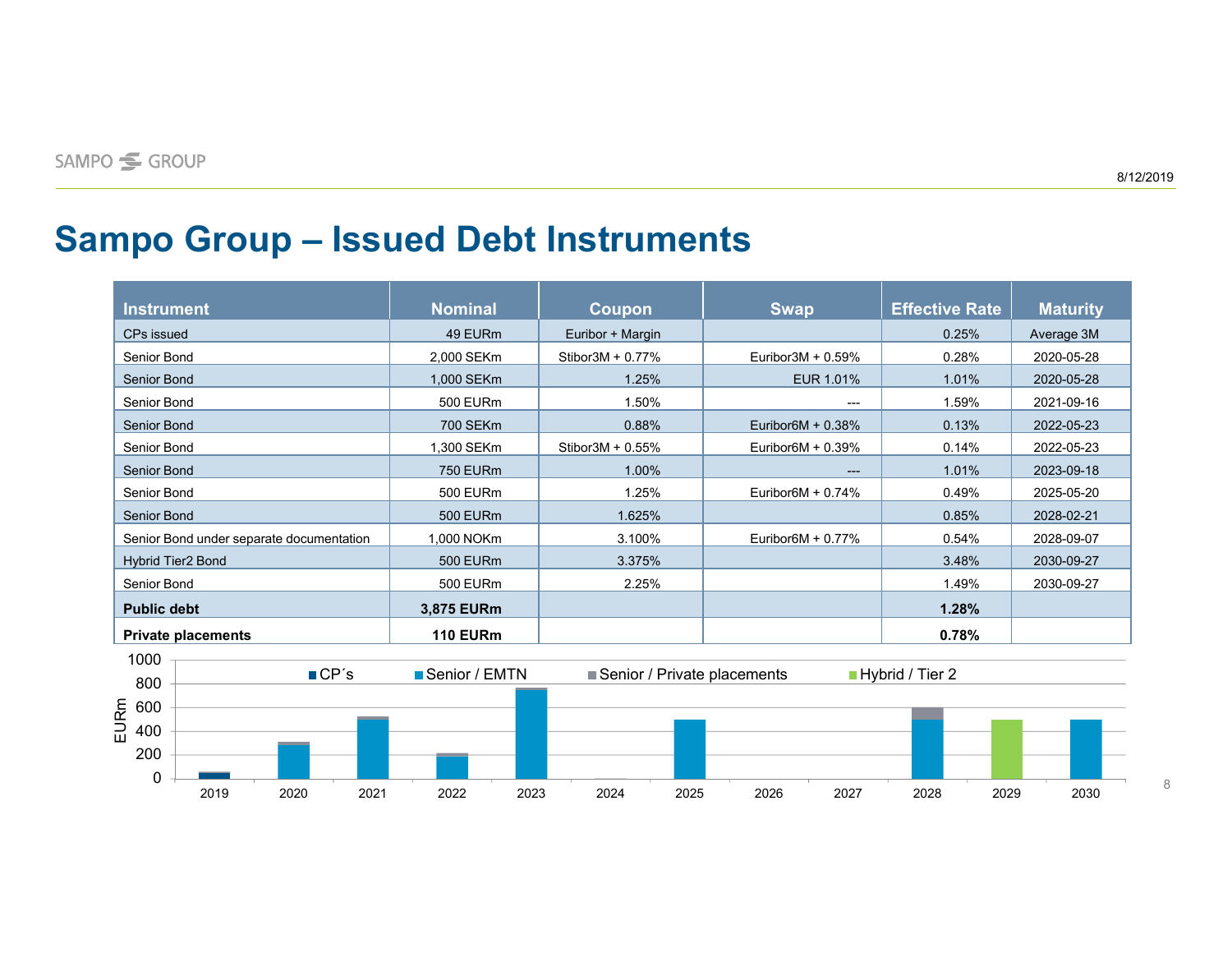# Sampo Group – Issued Debt Instruments

| Instrument | Nominal | Coupon | Swap | Effective Rate | Maturity |
|---|---|---|---|---|---|
| CPs issued | 49 EURm | Euribor + Margin | | 0.25% | Average 3M |
| Senior Bond | 2,000 SEKm | Stibor3M + 0.77% | Euribor3M + 0.59% | 0.28% | 2020-05-28 |
| Senior Bond | 1,000 SEKm | 1.25% | EUR 1.01% | 1.01% | 2020-05-28 |
| Senior Bond | 500 EURm | 1.50% | --- | 1.59% | 2021-09-16 |
| Senior Bond | 700 SEKm | 0.88% | Euribor6M + 0.38% | 0.13% | 2022-05-23 |
| Senior Bond | 1,300 SEKm | Stibor3M + 0.55% | Euribor6M + 0.39% | 0.14% | 2022-05-23 |
| Senior Bond | 750 EURm | 1.00% | --- | 1.01% | 2023-09-18 |
| Senior Bond | 500 EURm | 1.25% | Euribor6M + 0.74% | 0.49% | 2025-05-20 |
| Senior Bond | 500 EURm | 1.625% | | 0.85% | 2028-02-21 |
| Senior Bond under separate documentation | 1,000 NOKm | 3.100% | Euribor6M + 0.77% | 0.54% | 2028-09-07 |
| Hybrid Tier2 Bond | 500 EURm | 3.375% | | 3.48% | 2030-09-27 |
| Senior Bond | 500 EURm | 2.25% | | 1.49% | 2030-09-27 |
| **Public debt** | **3,875 EURm** | | | **1.28%** | |
| **Private placements** | **110 EURm** | | | **0.78%** | |

EURm (chart legend: CP´s, Senior / EMTN, Senior / Private placements, Hybrid / Tier 2; years 2019–2030; y-axis 0–1000)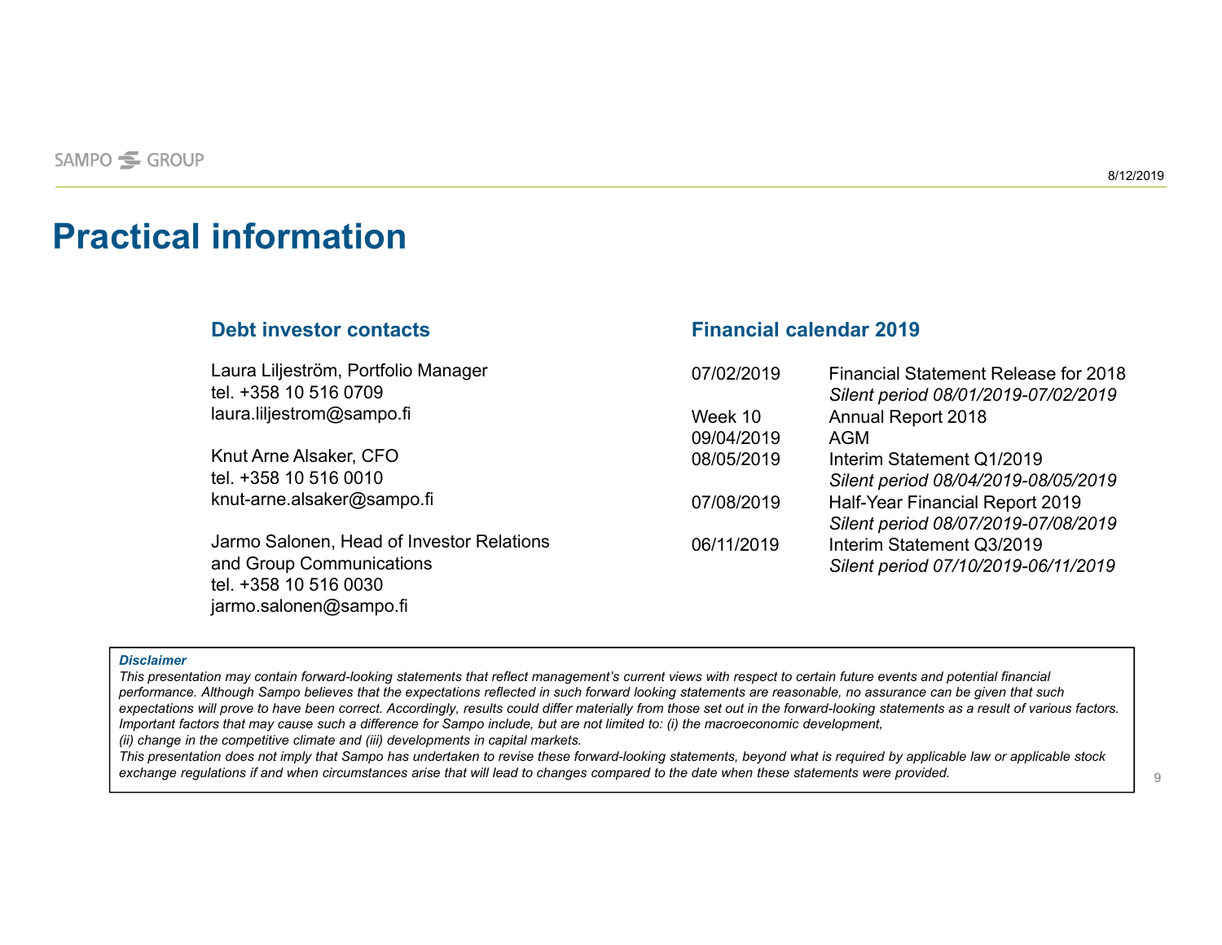# Practical information

## Debt investor contacts

Laura Liljeström, Portfolio Manager
tel. +358 10 516 0709
laura.liljestrom@sampo.fi

Knut Arne Alsaker, CFO
tel. +358 10 516 0010
knut-arne.alsaker@sampo.fi

Jarmo Salonen, Head of Investor Relations and Group Communications
tel. +358 10 516 0030
jarmo.salonen@sampo.fi

## Financial calendar 2019

| | |
|---|---|
| 07/02/2019 | Financial Statement Release for 2018<br>*Silent period 08/01/2019-07/02/2019* |
| Week 10 | Annual Report 2018 |
| 09/04/2019 | AGM |
| 08/05/2019 | Interim Statement Q1/2019<br>*Silent period 08/04/2019-08/05/2019* |
| 07/08/2019 | Half-Year Financial Report 2019<br>*Silent period 08/07/2019-07/08/2019* |
| 06/11/2019 | Interim Statement Q3/2019<br>*Silent period 07/10/2019-06/11/2019* |

***Disclaimer***

*This presentation may contain forward-looking statements that reflect management's current views with respect to certain future events and potential financial performance. Although Sampo believes that the expectations reflected in such forward looking statements are reasonable, no assurance can be given that such expectations will prove to have been correct. Accordingly, results could differ materially from those set out in the forward-looking statements as a result of various factors. Important factors that may cause such a difference for Sampo include, but are not limited to: (i) the macroeconomic development, (ii) change in the competitive climate and (iii) developments in capital markets.*

*This presentation does not imply that Sampo has undertaken to revise these forward-looking statements, beyond what is required by applicable law or applicable stock exchange regulations if and when circumstances arise that will lead to changes compared to the date when these statements were provided.*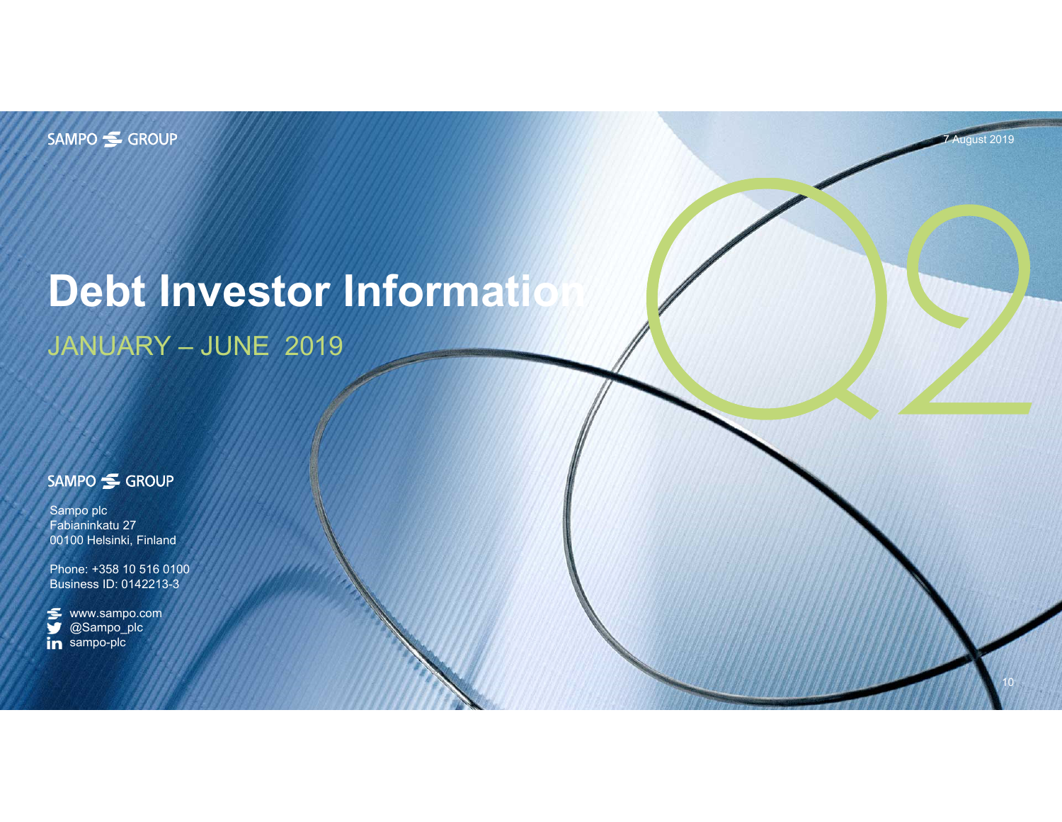SAMPO GROUP

7 August 2019

# Debt Investor Information

## JANUARY – JUNE 2019

Q2

SAMPO GROUP

Sampo plc
Fabianinkatu 27
00100 Helsinki, Finland

Phone: +358 10 516 0100
Business ID: 0142213-3

www.sampo.com
@Sampo_plc
sampo-plc